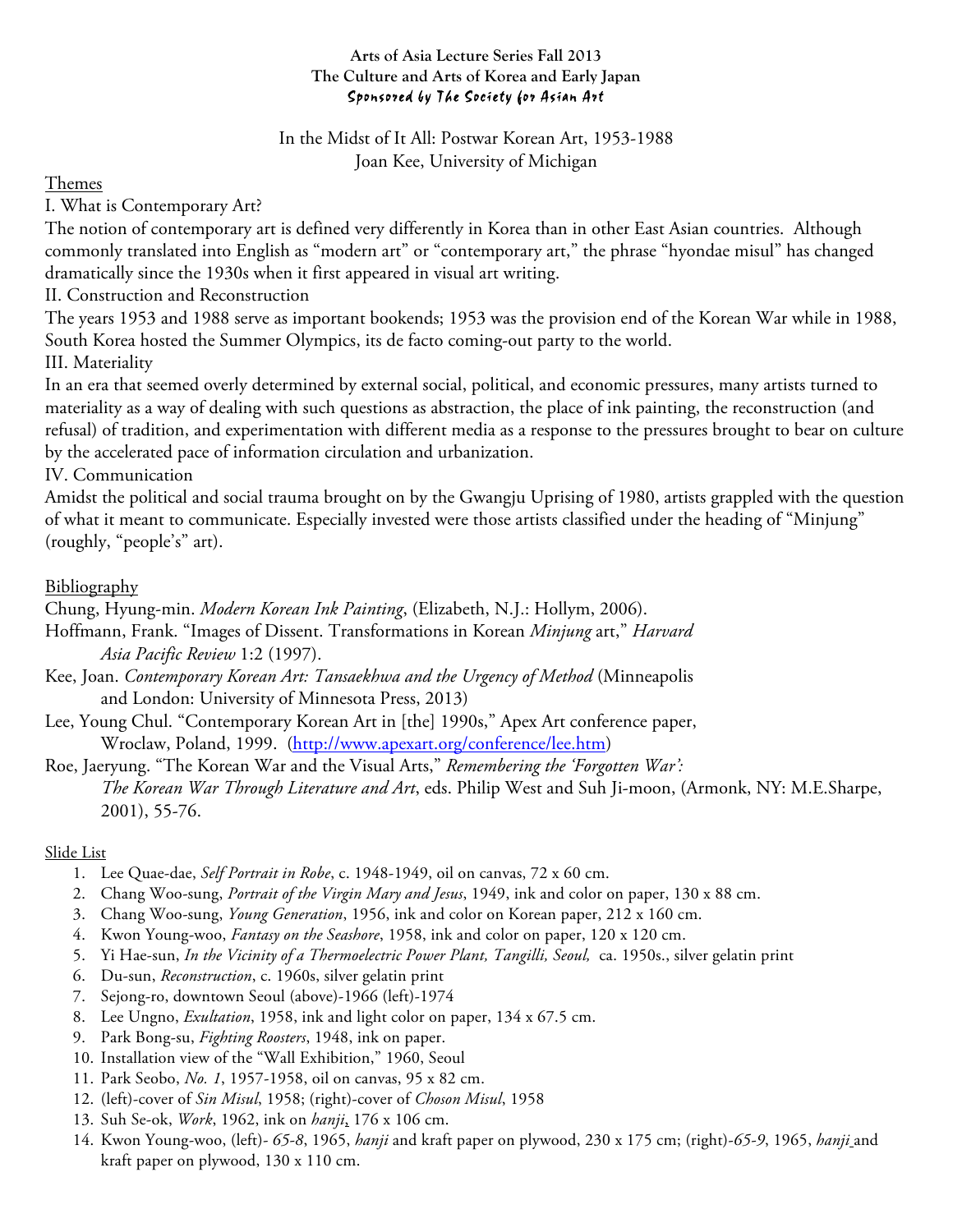**Arts of Asia Lecture Series Fall 2013**
**The Culture and Arts of Korea and Early Japan**
*Sponsored by The Society for Asian Art*

In the Midst of It All: Postwar Korean Art, 1953-1988
Joan Kee, University of Michigan

## Themes

I. What is Contemporary Art?

The notion of contemporary art is defined very differently in Korea than in other East Asian countries. Although commonly translated into English as "modern art" or "contemporary art," the phrase "hyondae misul" has changed dramatically since the 1930s when it first appeared in visual art writing.

II. Construction and Reconstruction

The years 1953 and 1988 serve as important bookends; 1953 was the provision end of the Korean War while in 1988, South Korea hosted the Summer Olympics, its de facto coming-out party to the world.

III. Materiality

In an era that seemed overly determined by external social, political, and economic pressures, many artists turned to materiality as a way of dealing with such questions as abstraction, the place of ink painting, the reconstruction (and refusal) of tradition, and experimentation with different media as a response to the pressures brought to bear on culture by the accelerated pace of information circulation and urbanization.

IV. Communication

Amidst the political and social trauma brought on by the Gwangju Uprising of 1980, artists grappled with the question of what it meant to communicate. Especially invested were those artists classified under the heading of "Minjung" (roughly, "people's" art).

## Bibliography

Chung, Hyung-min. *Modern Korean Ink Painting*, (Elizabeth, N.J.: Hollym, 2006).

Hoffmann, Frank. "Images of Dissent. Transformations in Korean *Minjung* art," *Harvard Asia Pacific Review* 1:2 (1997).

Kee, Joan. *Contemporary Korean Art: Tansaekhwa and the Urgency of Method* (Minneapolis and London: University of Minnesota Press, 2013)

Lee, Young Chul. "Contemporary Korean Art in [the] 1990s," Apex Art conference paper, Wroclaw, Poland, 1999. (http://www.apexart.org/conference/lee.htm)

Roe, Jaeryung. "The Korean War and the Visual Arts," *Remembering the 'Forgotten War': The Korean War Through Literature and Art*, eds. Philip West and Suh Ji-moon, (Armonk, NY: M.E.Sharpe, 2001), 55-76.

## Slide List

1. Lee Quae-dae, *Self Portrait in Robe*, c. 1948-1949, oil on canvas, 72 x 60 cm.
2. Chang Woo-sung, *Portrait of the Virgin Mary and Jesus*, 1949, ink and color on paper, 130 x 88 cm.
3. Chang Woo-sung, *Young Generation*, 1956, ink and color on Korean paper, 212 x 160 cm.
4. Kwon Young-woo, *Fantasy on the Seashore*, 1958, ink and color on paper, 120 x 120 cm.
5. Yi Hae-sun, *In the Vicinity of a Thermoelectric Power Plant, Tangilli, Seoul,* ca. 1950s., silver gelatin print
6. Du-sun, *Reconstruction*, c. 1960s, silver gelatin print
7. Sejong-ro, downtown Seoul (above)-1966 (left)-1974
8. Lee Ungno, *Exultation*, 1958, ink and light color on paper, 134 x 67.5 cm.
9. Park Bong-su, *Fighting Roosters*, 1948, ink on paper.
10. Installation view of the "Wall Exhibition," 1960, Seoul
11. Park Seobo, *No. 1*, 1957-1958, oil on canvas, 95 x 82 cm.
12. (left)-cover of *Sin Misul*, 1958; (right)-cover of *Choson Misul*, 1958
13. Suh Se-ok, *Work*, 1962, ink on *hanji*, 176 x 106 cm.
14. Kwon Young-woo, (left)- *65-8*, 1965, *hanji* and kraft paper on plywood, 230 x 175 cm; (right)-*65-9*, 1965, *hanji* and kraft paper on plywood, 130 x 110 cm.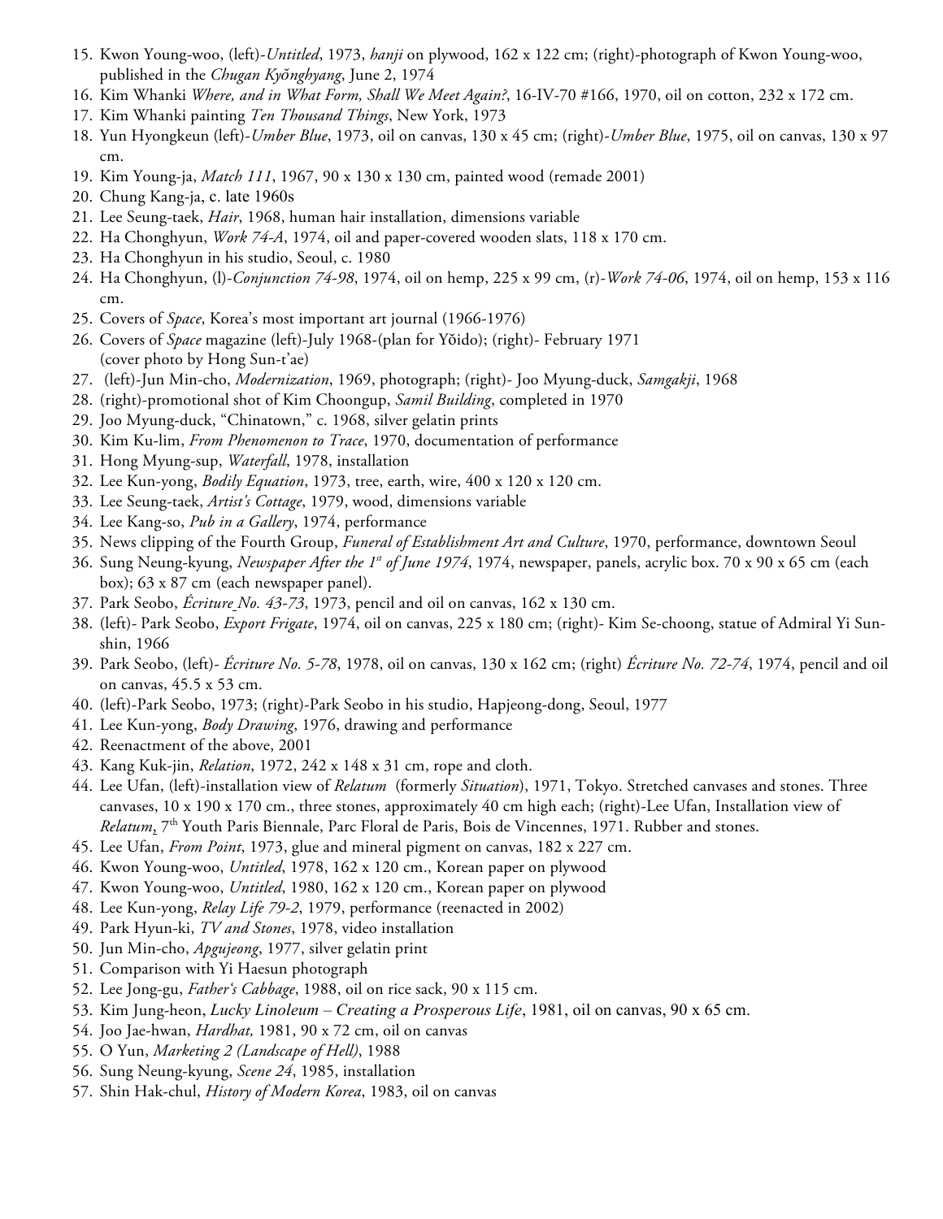15. Kwon Young-woo, (left)-*Untitled*, 1973, *hanji* on plywood, 162 x 122 cm; (right)-photograph of Kwon Young-woo, published in the *Chugan Kyŏnghyang*, June 2, 1974
16. Kim Whanki *Where, and in What Form, Shall We Meet Again?*, 16-IV-70 #166, 1970, oil on cotton, 232 x 172 cm.
17. Kim Whanki painting *Ten Thousand Things*, New York, 1973
18. Yun Hyongkeun (left)-*Umber Blue*, 1973, oil on canvas, 130 x 45 cm; (right)-*Umber Blue*, 1975, oil on canvas, 130 x 97 cm.
19. Kim Young-ja, *Match 111*, 1967, 90 x 130 x 130 cm, painted wood (remade 2001)
20. Chung Kang-ja, c. late 1960s
21. Lee Seung-taek, *Hair*, 1968, human hair installation, dimensions variable
22. Ha Chonghyun, *Work 74-A*, 1974, oil and paper-covered wooden slats, 118 x 170 cm.
23. Ha Chonghyun in his studio, Seoul, c. 1980
24. Ha Chonghyun, (l)-*Conjunction 74-98*, 1974, oil on hemp, 225 x 99 cm, (r)-*Work 74-06*, 1974, oil on hemp, 153 x 116 cm.
25. Covers of *Space*, Korea's most important art journal (1966-1976)
26. Covers of *Space* magazine (left)-July 1968-(plan for Yŏido); (right)- February 1971 (cover photo by Hong Sun-t'ae)
27. (left)-Jun Min-cho, *Modernization*, 1969, photograph; (right)- Joo Myung-duck, *Samgakji*, 1968
28. (right)-promotional shot of Kim Choongup, *Samil Building*, completed in 1970
29. Joo Myung-duck, "Chinatown," c. 1968, silver gelatin prints
30. Kim Ku-lim, *From Phenomenon to Trace*, 1970, documentation of performance
31. Hong Myung-sup, *Waterfall*, 1978, installation
32. Lee Kun-yong, *Bodily Equation*, 1973, tree, earth, wire, 400 x 120 x 120 cm.
33. Lee Seung-taek, *Artist's Cottage*, 1979, wood, dimensions variable
34. Lee Kang-so, *Pub in a Gallery*, 1974, performance
35. News clipping of the Fourth Group, *Funeral of Establishment Art and Culture*, 1970, performance, downtown Seoul
36. Sung Neung-kyung, *Newspaper After the 1st of June 1974*, 1974, newspaper, panels, acrylic box. 70 x 90 x 65 cm (each box); 63 x 87 cm (each newspaper panel).
37. Park Seobo, *Écriture No. 43-73*, 1973, pencil and oil on canvas, 162 x 130 cm.
38. (left)- Park Seobo, *Export Frigate*, 1974, oil on canvas, 225 x 180 cm; (right)- Kim Se-choong, statue of Admiral Yi Sun-shin, 1966
39. Park Seobo, (left)- *Écriture No. 5-78*, 1978, oil on canvas, 130 x 162 cm; (right) *Écriture No. 72-74*, 1974, pencil and oil on canvas, 45.5 x 53 cm.
40. (left)-Park Seobo, 1973; (right)-Park Seobo in his studio, Hapjeong-dong, Seoul, 1977
41. Lee Kun-yong, *Body Drawing*, 1976, drawing and performance
42. Reenactment of the above, 2001
43. Kang Kuk-jin, *Relation*, 1972, 242 x 148 x 31 cm, rope and cloth.
44. Lee Ufan, (left)-installation view of *Relatum* (formerly *Situation*), 1971, Tokyo. Stretched canvases and stones. Three canvases, 10 x 190 x 170 cm., three stones, approximately 40 cm high each; (right)-Lee Ufan, Installation view of *Relatum*, 7th Youth Paris Biennale, Parc Floral de Paris, Bois de Vincennes, 1971. Rubber and stones.
45. Lee Ufan, *From Point*, 1973, glue and mineral pigment on canvas, 182 x 227 cm.
46. Kwon Young-woo, *Untitled*, 1978, 162 x 120 cm., Korean paper on plywood
47. Kwon Young-woo, *Untitled*, 1980, 162 x 120 cm., Korean paper on plywood
48. Lee Kun-yong, *Relay Life 79-2*, 1979, performance (reenacted in 2002)
49. Park Hyun-ki, *TV and Stones*, 1978, video installation
50. Jun Min-cho, *Apgujeong*, 1977, silver gelatin print
51. Comparison with Yi Haesun photograph
52. Lee Jong-gu, *Father's Cabbage*, 1988, oil on rice sack, 90 x 115 cm.
53. Kim Jung-heon, *Lucky Linoleum – Creating a Prosperous Life*, 1981, oil on canvas, 90 x 65 cm.
54. Joo Jae-hwan, *Hardhat,* 1981, 90 x 72 cm, oil on canvas
55. O Yun, *Marketing 2 (Landscape of Hell)*, 1988
56. Sung Neung-kyung, *Scene 24*, 1985, installation
57. Shin Hak-chul, *History of Modern Korea*, 1983, oil on canvas